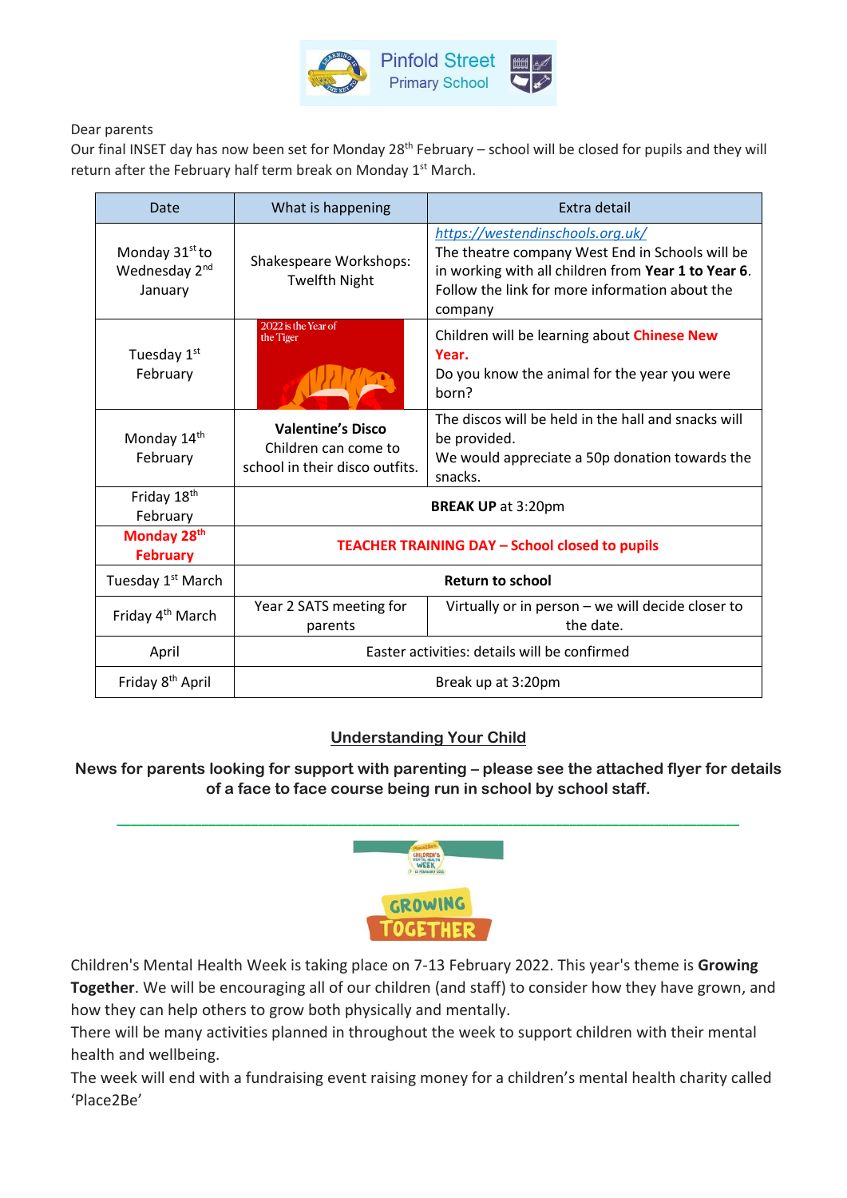Pinfold Street Primary School

Dear parents

Our final INSET day has now been set for Monday 28th February – school will be closed for pupils and they will return after the February half term break on Monday 1st March.

| Date | What is happening | Extra detail |
|---|---|---|
| Monday 31st to Wednesday 2nd January | Shakespeare Workshops: Twelfth Night | https://westendinschools.org.uk/ The theatre company West End in Schools will be in working with all children from **Year 1 to Year 6**. Follow the link for more information about the company |
| Tuesday 1st February | 2022 is the Year of the Tiger | Children will be learning about **Chinese New Year.** Do you know the animal for the year you were born? |
| Monday 14th February | **Valentine's Disco** Children can come to school in their disco outfits. | The discos will be held in the hall and snacks will be provided. We would appreciate a 50p donation towards the snacks. |
| Friday 18th February | **BREAK UP** at 3:20pm | |
| **Monday 28th February** | **TEACHER TRAINING DAY – School closed to pupils** | |
| Tuesday 1st March | **Return to school** | |
| Friday 4th March | Year 2 SATS meeting for parents | Virtually or in person – we will decide closer to the date. |
| April | Easter activities: details will be confirmed | |
| Friday 8th April | Break up at 3:20pm | |

## Understanding Your Child

**News for parents looking for support with parenting – please see the attached flyer for details of a face to face course being run in school by school staff.**

---

Place2Be's Children's Mental Health Week 7-13 February 2022

GROWING TOGETHER

Children's Mental Health Week is taking place on 7-13 February 2022. This year's theme is **Growing Together**. We will be encouraging all of our children (and staff) to consider how they have grown, and how they can help others to grow both physically and mentally.

There will be many activities planned in throughout the week to support children with their mental health and wellbeing.

The week will end with a fundraising event raising money for a children's mental health charity called 'Place2Be'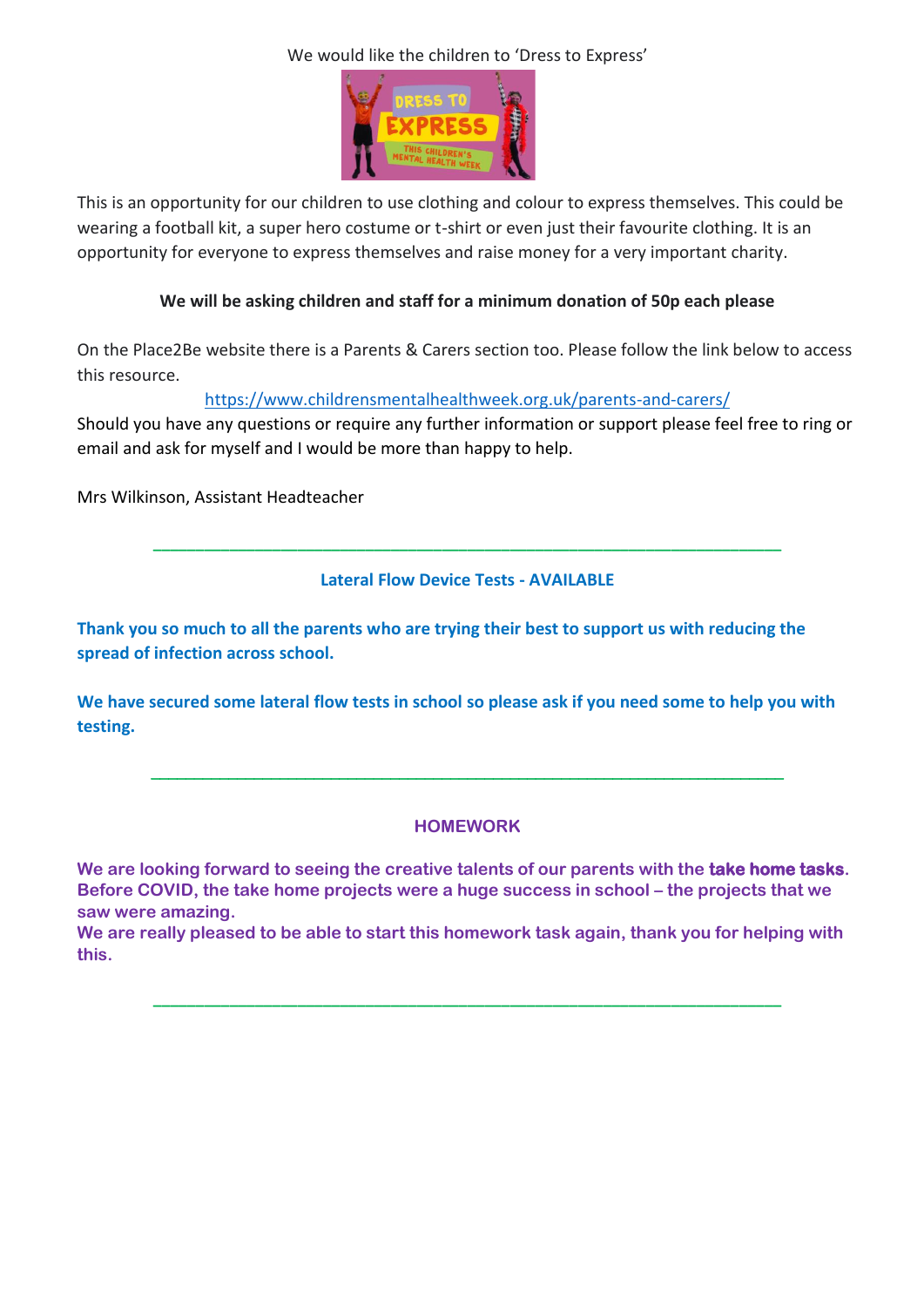We would like the children to 'Dress to Express'

This is an opportunity for our children to use clothing and colour to express themselves. This could be wearing a football kit, a super hero costume or t-shirt or even just their favourite clothing. It is an opportunity for everyone to express themselves and raise money for a very important charity.

**We will be asking children and staff for a minimum donation of 50p each please**

On the Place2Be website there is a Parents & Carers section too. Please follow the link below to access this resource.

https://www.childrensmentalhealthweek.org.uk/parents-and-carers/

Should you have any questions or require any further information or support please feel free to ring or email and ask for myself and I would be more than happy to help.

Mrs Wilkinson, Assistant Headteacher

---

**Lateral Flow Device Tests - AVAILABLE**

**Thank you so much to all the parents who are trying their best to support us with reducing the spread of infection across school.**

**We have secured some lateral flow tests in school so please ask if you need some to help you with testing.**

---

**HOMEWORK**

**We are looking forward to seeing the creative talents of our parents with the take home tasks. Before COVID, the take home projects were a huge success in school – the projects that we saw were amazing.**
**We are really pleased to be able to start this homework task again, thank you for helping with this.**

---